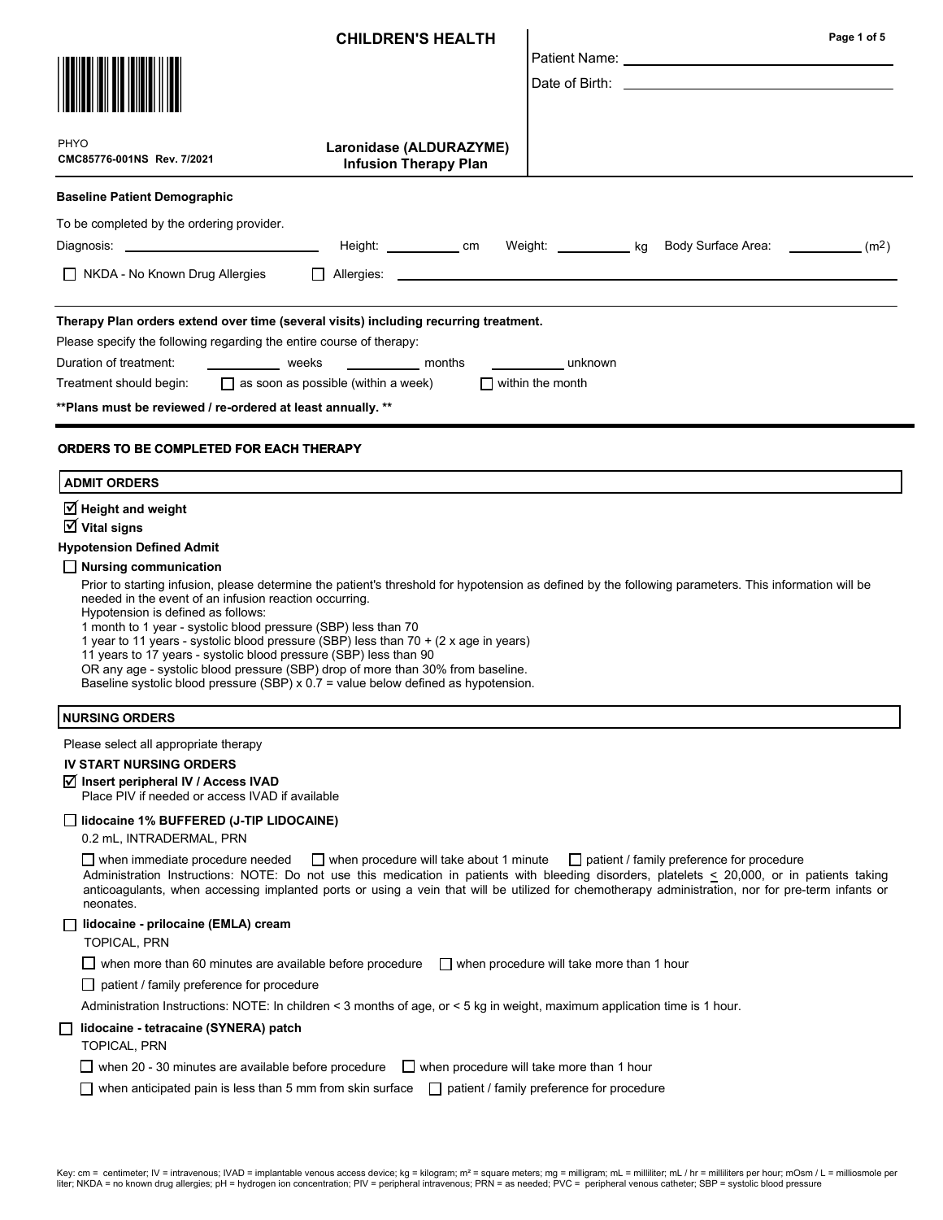# CHILDREN'S HEALTH

Patient Name: ______________________

Date of Birth: ______________________

PHYO
CMC85776-001NS Rev. 7/2021

## Laronidase (ALDURAZYME) Infusion Therapy Plan

**Baseline Patient Demographic**

To be completed by the ordering provider.

Diagnosis: ______________ Height: ________ cm Weight: ________ kg Body Surface Area: ________ ($m^2$)

☐ NKDA - No Known Drug Allergies ☐ Allergies: ______________________

**Therapy Plan orders extend over time (several visits) including recurring treatment.**

Please specify the following regarding the entire course of therapy:

Duration of treatment: ________ weeks ________ months ________ unknown

Treatment should begin: ☐ as soon as possible (within a week) ☐ within the month

**Plans must be reviewed / re-ordered at least annually.**

## ORDERS TO BE COMPLETED FOR EACH THERAPY

### ADMIT ORDERS

☑ **Height and weight**

☑ **Vital signs**

**Hypotension Defined Admit**

☐ **Nursing communication**

Prior to starting infusion, please determine the patient's threshold for hypotension as defined by the following parameters. This information will be needed in the event of an infusion reaction occurring.
Hypotension is defined as follows:
1 month to 1 year - systolic blood pressure (SBP) less than 70
1 year to 11 years - systolic blood pressure (SBP) less than 70 + (2 x age in years)
11 years to 17 years - systolic blood pressure (SBP) less than 90
OR any age - systolic blood pressure (SBP) drop of more than 30% from baseline.
Baseline systolic blood pressure (SBP) x 0.7 = value below defined as hypotension.

### NURSING ORDERS

Please select all appropriate therapy

**IV START NURSING ORDERS**

☑ **Insert peripheral IV / Access IVAD**
Place PIV if needed or access IVAD if available

☐ **lidocaine 1% BUFFERED (J-TIP LIDOCAINE)**
0.2 mL, INTRADERMAL, PRN

☐ when immediate procedure needed ☐ when procedure will take about 1 minute ☐ patient / family preference for procedure

Administration Instructions: NOTE: Do not use this medication in patients with bleeding disorders, platelets ≤ 20,000, or in patients taking anticoagulants, when accessing implanted ports or using a vein that will be utilized for chemotherapy administration, nor for pre-term infants or neonates.

☐ **lidocaine - prilocaine (EMLA) cream**
TOPICAL, PRN

☐ when more than 60 minutes are available before procedure ☐ when procedure will take more than 1 hour

☐ patient / family preference for procedure

Administration Instructions: NOTE: In children < 3 months of age, or < 5 kg in weight, maximum application time is 1 hour.

☐ **lidocaine - tetracaine (SYNERA) patch**
TOPICAL, PRN

☐ when 20 - 30 minutes are available before procedure ☐ when procedure will take more than 1 hour

☐ when anticipated pain is less than 5 mm from skin surface ☐ patient / family preference for procedure

Key: cm = centimeter; IV = intravenous; IVAD = implantable venous access device; kg = kilogram; m² = square meters; mg = milligram; mL = milliliter; mL / hr = milliliters per hour; mOsm / L = milliosmole per liter; NKDA = no known drug allergies; pH = hydrogen ion concentration; PIV = peripheral intravenous; PRN = as needed; PVC = peripheral venous catheter; SBP = systolic blood pressure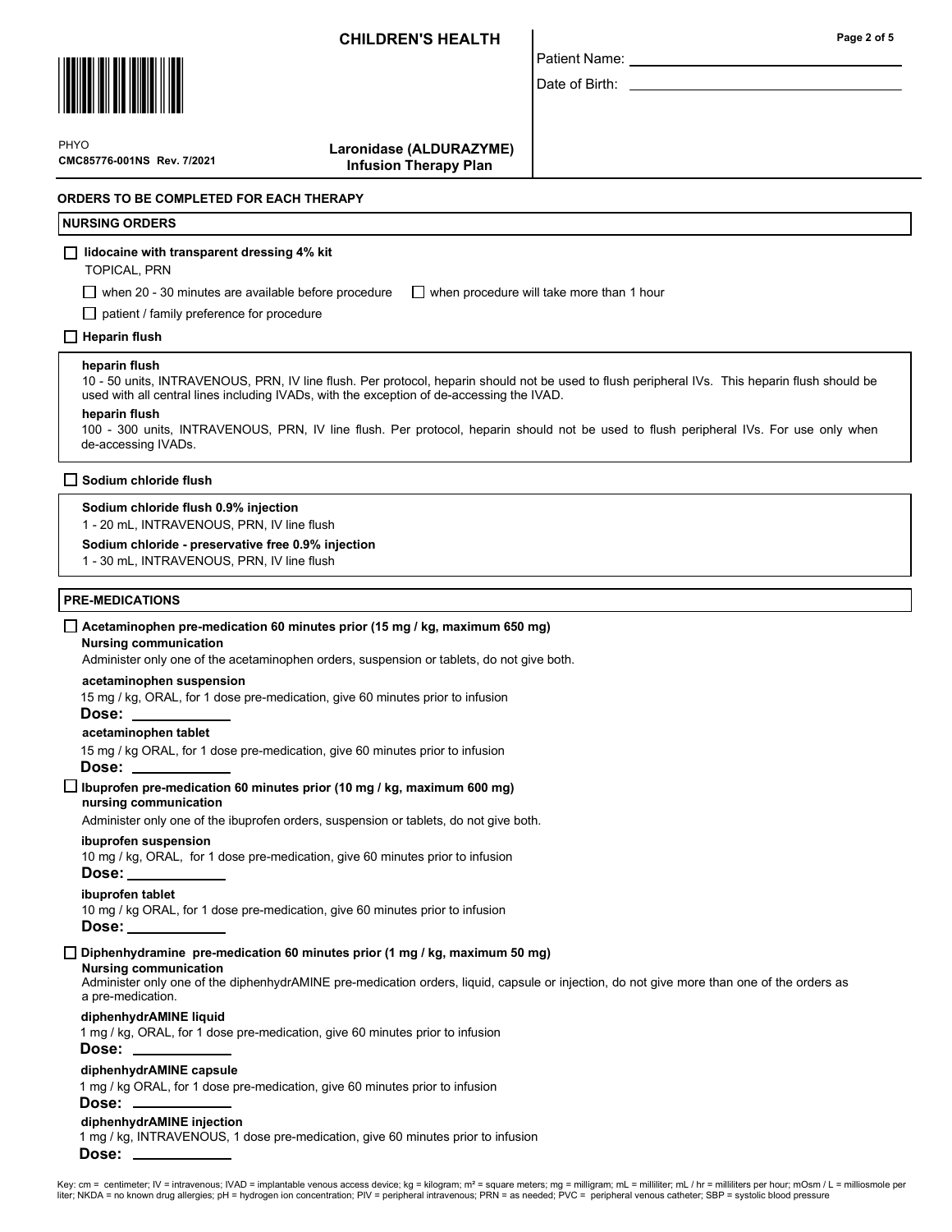**Laronidase (ALDURAZYME) Infusion Therapy Plan**

PHYO
CMC85776-001NS Rev. 7/2021

Patient Name: ____________________

Date of Birth: ____________________

## ORDERS TO BE COMPLETED FOR EACH THERAPY

### NURSING ORDERS

☐ **lidocaine with transparent dressing 4% kit**
TOPICAL, PRN

☐ when 20 - 30 minutes are available before procedure ☐ when procedure will take more than 1 hour

☐ patient / family preference for procedure

☐ **Heparin flush**

**heparin flush**
10 - 50 units, INTRAVENOUS, PRN, IV line flush. Per protocol, heparin should not be used to flush peripheral IVs. This heparin flush should be used with all central lines including IVADs, with the exception of de-accessing the IVAD.

**heparin flush**
100 - 300 units, INTRAVENOUS, PRN, IV line flush. Per protocol, heparin should not be used to flush peripheral IVs. For use only when de-accessing IVADs.

☐ **Sodium chloride flush**

**Sodium chloride flush 0.9% injection**
1 - 20 mL, INTRAVENOUS, PRN, IV line flush

**Sodium chloride - preservative free 0.9% injection**
1 - 30 mL, INTRAVENOUS, PRN, IV line flush

### PRE-MEDICATIONS

☐ **Acetaminophen pre-medication 60 minutes prior (15 mg / kg, maximum 650 mg)**
**Nursing communication**
Administer only one of the acetaminophen orders, suspension or tablets, do not give both.

**acetaminophen suspension**
15 mg / kg, ORAL, for 1 dose pre-medication, give 60 minutes prior to infusion
**Dose:** ____________

**acetaminophen tablet**
15 mg / kg ORAL, for 1 dose pre-medication, give 60 minutes prior to infusion
**Dose:** ____________

☐ **Ibuprofen pre-medication 60 minutes prior (10 mg / kg, maximum 600 mg)**
**nursing communication**
Administer only one of the ibuprofen orders, suspension or tablets, do not give both.

**ibuprofen suspension**
10 mg / kg, ORAL, for 1 dose pre-medication, give 60 minutes prior to infusion
**Dose:** ____________

**ibuprofen tablet**
10 mg / kg ORAL, for 1 dose pre-medication, give 60 minutes prior to infusion
**Dose:** ____________

☐ **Diphenhydramine pre-medication 60 minutes prior (1 mg / kg, maximum 50 mg)**
**Nursing communication**
Administer only one of the diphenhydrAMINE pre-medication orders, liquid, capsule or injection, do not give more than one of the orders as a pre-medication.

**diphenhydrAMINE liquid**
1 mg / kg, ORAL, for 1 dose pre-medication, give 60 minutes prior to infusion
**Dose:** ____________

**diphenhydrAMINE capsule**
1 mg / kg ORAL, for 1 dose pre-medication, give 60 minutes prior to infusion
**Dose:** ____________

**diphenhydrAMINE injection**
1 mg / kg, INTRAVENOUS, 1 dose pre-medication, give 60 minutes prior to infusion
**Dose:** ____________

Key: cm = centimeter; IV = intravenous; IVAD = implantable venous access device; kg = kilogram; m² = square meters; mg = milligram; mL = milliliter; mL / hr = milliliters per hour; mOsm / L = milliosmole per liter; NKDA = no known drug allergies; pH = hydrogen ion concentration; PIV = peripheral intravenous; PRN = as needed; PVC = peripheral venous catheter; SBP = systolic blood pressure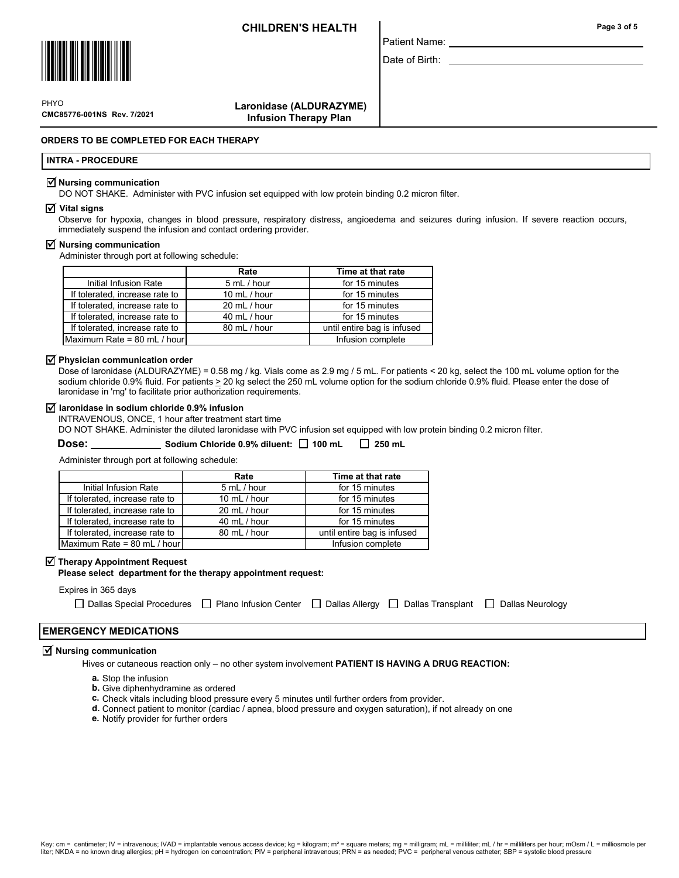**ORDERS TO BE COMPLETED FOR EACH THERAPY**

## INTRA - PROCEDURE

☑ **Nursing communication**

DO NOT SHAKE. Administer with PVC infusion set equipped with low protein binding 0.2 micron filter.

☑ **Vital signs**

Observe for hypoxia, changes in blood pressure, respiratory distress, angioedema and seizures during infusion. If severe reaction occurs, immediately suspend the infusion and contact ordering provider.

☑ **Nursing communication**

Administer through port at following schedule:

| | Rate | Time at that rate |
|---|---|---|
| Initial Infusion Rate | 5 mL / hour | for 15 minutes |
| If tolerated, increase rate to | 10 mL / hour | for 15 minutes |
| If tolerated, increase rate to | 20 mL / hour | for 15 minutes |
| If tolerated, increase rate to | 40 mL / hour | for 15 minutes |
| If tolerated, increase rate to | 80 mL / hour | until entire bag is infused |
| Maximum Rate = 80 mL / hour | | Infusion complete |

☑ **Physician communication order**

Dose of laronidase (ALDURAZYME) = 0.58 mg / kg. Vials come as 2.9 mg / 5 mL. For patients < 20 kg, select the 100 mL volume option for the sodium chloride 0.9% fluid. For patients ≥ 20 kg select the 250 mL volume option for the sodium chloride 0.9% fluid. Please enter the dose of laronidase in 'mg' to facilitate prior authorization requirements.

☑ **laronidase in sodium chloride 0.9% infusion**

INTRAVENOUS, ONCE, 1 hour after treatment start time

DO NOT SHAKE. Administer the diluted laronidase with PVC infusion set equipped with low protein binding 0.2 micron filter.

**Dose:** ____________ **Sodium Chloride 0.9% diluent:** ☐ **100 mL** ☐ **250 mL**

Administer through port at following schedule:

| | Rate | Time at that rate |
|---|---|---|
| Initial Infusion Rate | 5 mL / hour | for 15 minutes |
| If tolerated, increase rate to | 10 mL / hour | for 15 minutes |
| If tolerated, increase rate to | 20 mL / hour | for 15 minutes |
| If tolerated, increase rate to | 40 mL / hour | for 15 minutes |
| If tolerated, increase rate to | 80 mL / hour | until entire bag is infused |
| Maximum Rate = 80 mL / hour | | Infusion complete |

☑ **Therapy Appointment Request**

**Please select department for the therapy appointment request:**

Expires in 365 days

☐ Dallas Special Procedures ☐ Plano Infusion Center ☐ Dallas Allergy ☐ Dallas Transplant ☐ Dallas Neurology

## EMERGENCY MEDICATIONS

☑ **Nursing communication**

Hives or cutaneous reaction only – no other system involvement **PATIENT IS HAVING A DRUG REACTION:**

- **a.** Stop the infusion
- **b.** Give diphenhydramine as ordered
- **c.** Check vitals including blood pressure every 5 minutes until further orders from provider.
- **d.** Connect patient to monitor (cardiac / apnea, blood pressure and oxygen saturation), if not already on one
- **e.** Notify provider for further orders

Key: cm = centimeter; IV = intravenous; IVAD = implantable venous access device; kg = kilogram; m² = square meters; mg = milligram; mL = milliliter; mL / hr = milliliters per hour; mOsm / L = milliosmole per liter; NKDA = no known drug allergies; pH = hydrogen ion concentration; PIV = peripheral intravenous; PRN = as needed; PVC = peripheral venous catheter; SBP = systolic blood pressure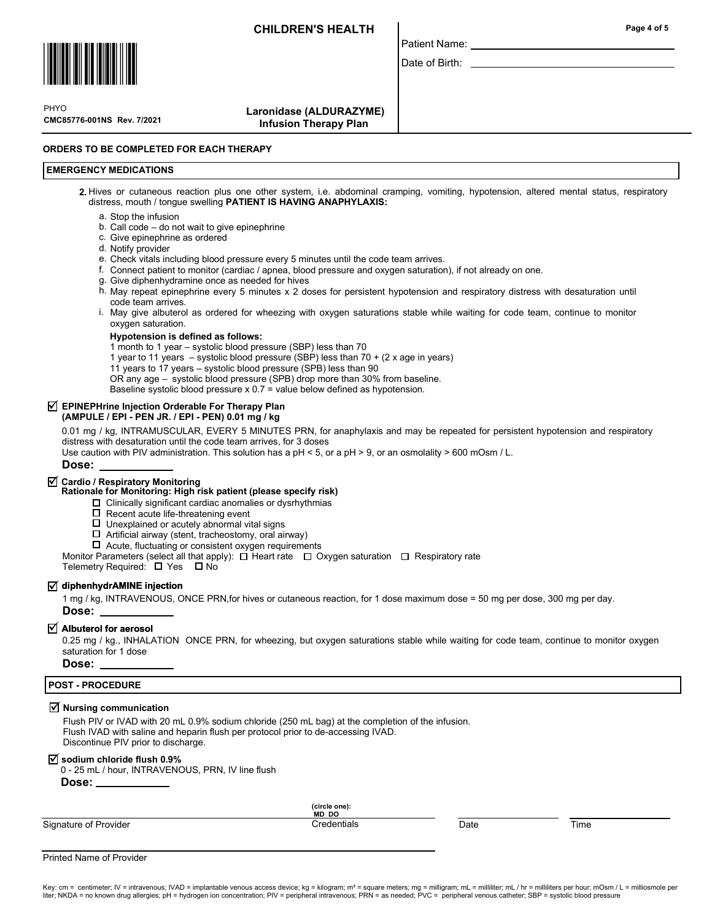CHILDREN'S HEALTH

Patient Name: ______________________

Date of Birth: ______________________

PHYO
CMC85776-001NS Rev. 7/2021

**Laronidase (ALDURAZYME) Infusion Therapy Plan**

**ORDERS TO BE COMPLETED FOR EACH THERAPY**

**EMERGENCY MEDICATIONS**

2. Hives or cutaneous reaction plus one other system, i.e. abdominal cramping, vomiting, hypotension, altered mental status, respiratory distress, mouth / tongue swelling **PATIENT IS HAVING ANAPHYLAXIS:**

   a. Stop the infusion
   b. Call code – do not wait to give epinephrine
   c. Give epinephrine as ordered
   d. Notify provider
   e. Check vitals including blood pressure every 5 minutes until the code team arrives.
   f. Connect patient to monitor (cardiac / apnea, blood pressure and oxygen saturation), if not already on one.
   g. Give diphenhydramine once as needed for hives
   h. May repeat epinephrine every 5 minutes x 2 doses for persistent hypotension and respiratory distress with desaturation until code team arrives.
   i. May give albuterol as ordered for wheezing with oxygen saturations stable while waiting for code team, continue to monitor oxygen saturation.

   **Hypotension is defined as follows:**
   1 month to 1 year – systolic blood pressure (SBP) less than 70
   1 year to 11 years – systolic blood pressure (SBP) less than 70 + (2 x age in years)
   11 years to 17 years – systolic blood pressure (SPB) less than 90
   OR any age – systolic blood pressure (SPB) drop more than 30% from baseline.
   Baseline systolic blood pressure x 0.7 = value below defined as hypotension.

☑ **EPINEPHrine Injection Orderable For Therapy Plan (AMPULE / EPI - PEN JR. / EPI - PEN) 0.01 mg / kg**

0.01 mg / kg, INTRAMUSCULAR, EVERY 5 MINUTES PRN, for anaphylaxis and may be repeated for persistent hypotension and respiratory distress with desaturation until the code team arrives, for 3 doses
Use caution with PIV administration. This solution has a pH < 5, or a pH > 9, or an osmolality > 600 mOsm / L.

**Dose:** ____________

☑ **Cardio / Respiratory Monitoring**
**Rationale for Monitoring: High risk patient (please specify risk)**

- ☐ Clinically significant cardiac anomalies or dysrhythmias
- ☐ Recent acute life-threatening event
- ☐ Unexplained or acutely abnormal vital signs
- ☐ Artificial airway (stent, tracheostomy, oral airway)
- ☐ Acute, fluctuating or consistent oxygen requirements

Monitor Parameters (select all that apply): ☐ Heart rate ☐ Oxygen saturation ☐ Respiratory rate
Telemetry Required: ☐ Yes ☐ No

☑ **diphenhydrAMINE injection**

1 mg / kg, INTRAVENOUS, ONCE PRN,for hives or cutaneous reaction, for 1 dose maximum dose = 50 mg per dose, 300 mg per day.

**Dose:** ____________

☑ **Albuterol for aerosol**

0.25 mg / kg., INHALATION ONCE PRN, for wheezing, but oxygen saturations stable while waiting for code team, continue to monitor oxygen saturation for 1 dose

**Dose:** ____________

**POST - PROCEDURE**

☑ **Nursing communication**

Flush PIV or IVAD with 20 mL 0.9% sodium chloride (250 mL bag) at the completion of the infusion.
Flush IVAD with saline and heparin flush per protocol prior to de-accessing IVAD.
Discontinue PIV prior to discharge.

☑ **sodium chloride flush 0.9%**
0 - 25 mL / hour, INTRAVENOUS, PRN, IV line flush

**Dose:** ____________

| Signature of Provider | (circle one): MD DO Credentials | Date | Time |
|---|---|---|---|

Printed Name of Provider ______________________

Key: cm = centimeter; IV = intravenous; IVAD = implantable venous access device; kg = kilogram; m² = square meters; mg = milligram; mL = milliliter; mL / hr = milliliters per hour; mOsm / L = milliosmole per liter; NKDA = no known drug allergies; pH = hydrogen ion concentration; PIV = peripheral intravenous; PRN = as needed; PVC = peripheral venous catheter; SBP = systolic blood pressure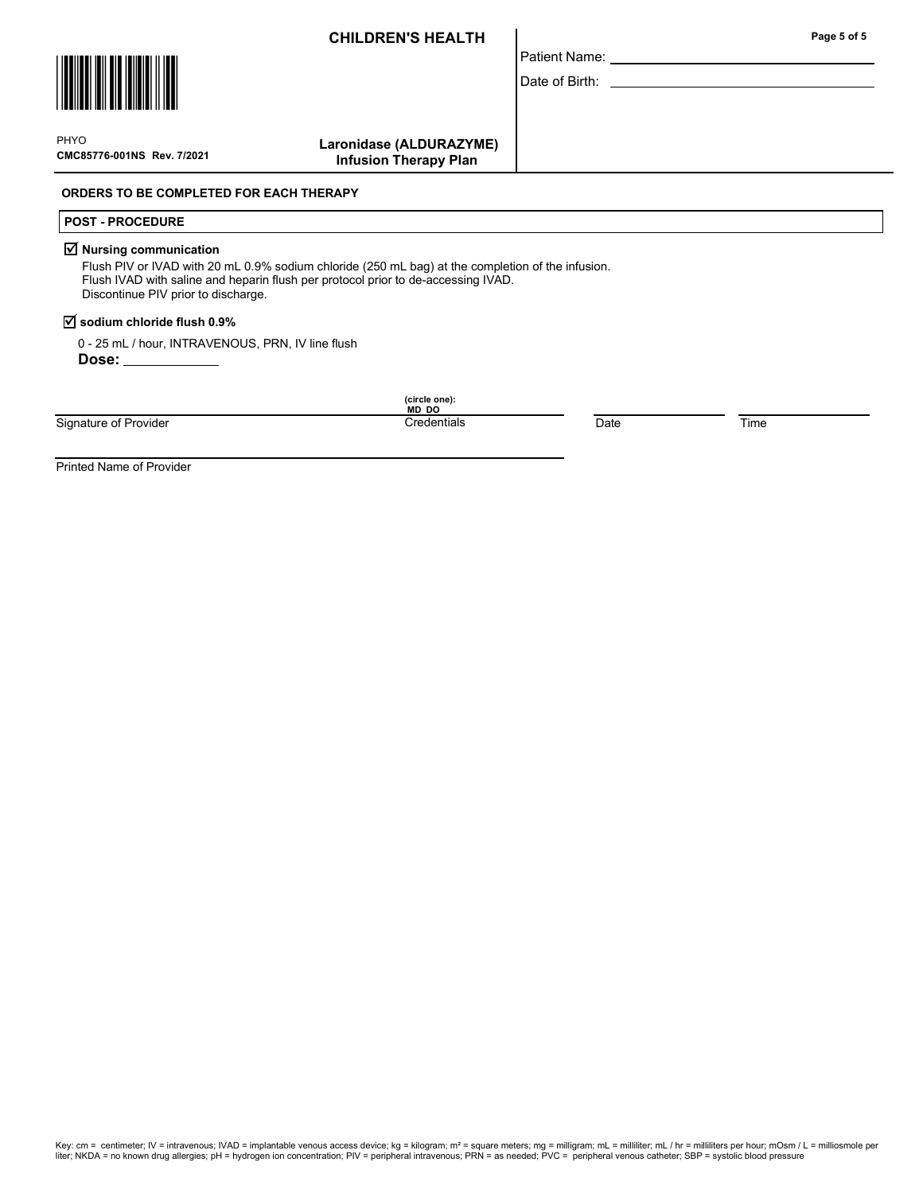**CHILDREN'S HEALTH**

PHYO
**CMC85776-001NS Rev. 7/2021**

**Laronidase (ALDURAZYME) Infusion Therapy Plan**

Patient Name: ______________________

Date of Birth: ______________________

**ORDERS TO BE COMPLETED FOR EACH THERAPY**

**POST - PROCEDURE**

☑ **Nursing communication**

Flush PIV or IVAD with 20 mL 0.9% sodium chloride (250 mL bag) at the completion of the infusion.
Flush IVAD with saline and heparin flush per protocol prior to de-accessing IVAD.
Discontinue PIV prior to discharge.

☑ **sodium chloride flush 0.9%**

0 - 25 mL / hour, INTRAVENOUS, PRN, IV line flush

**Dose:** ____________

Signature of Provider ______________________ Credentials (circle one): MD DO ______________________ Date ____________ Time ____________

Printed Name of Provider ______________________

Key: cm = centimeter; IV = intravenous; IVAD = implantable venous access device; kg = kilogram; m² = square meters; mg = milligram; mL = milliliter; mL / hr = milliliters per hour; mOsm / L = milliosmole per liter; NKDA = no known drug allergies; pH = hydrogen ion concentration; PIV = peripheral intravenous; PRN = as needed; PVC = peripheral venous catheter; SBP = systolic blood pressure